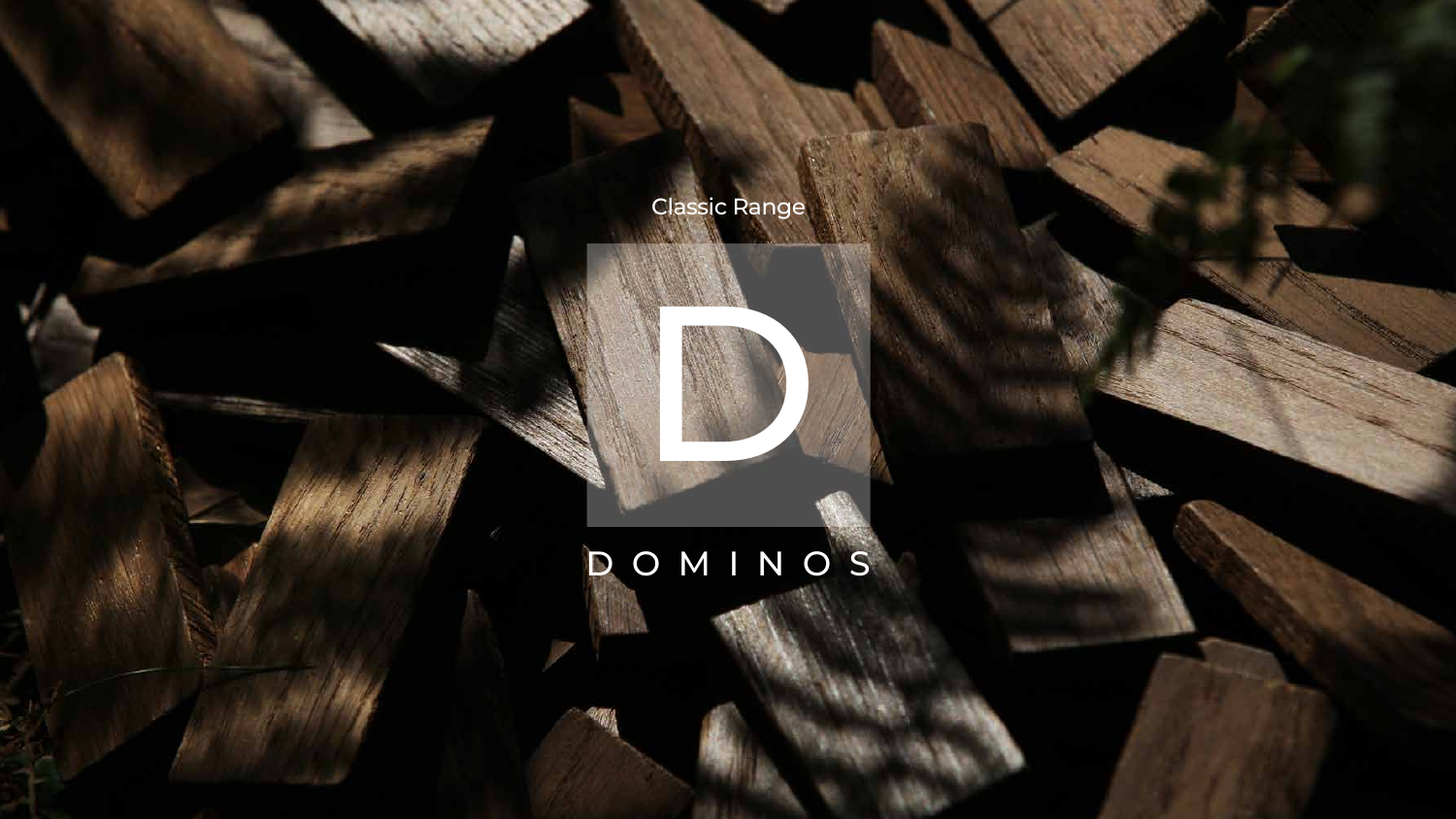Classic Range

D

# DOMINOS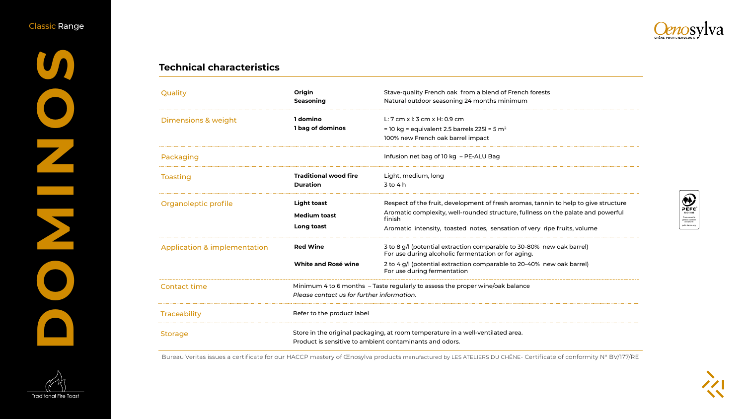Classic Range

# DOMINOS

## Technical characteristics

| | | |
|---|---|---|
| Quality | **Origin**<br>**Seasoning** | Stave-quality French oak from a blend of French forests<br>Natural outdoor seasoning 24 months minimum |
| Dimensions & weight | **1 domino**<br>**1 bag of dominos** | L: 7 cm x l: 3 cm x H: 0.9 cm<br>= 10 kg = equivalent 2.5 barrels 225l = 5 $m^2$<br>100% new French oak barrel impact |
| Packaging | | Infusion net bag of 10 kg – PE-ALU Bag |
| Toasting | **Traditional wood fire**<br>**Duration** | Light, medium, long<br>3 to 4 h |
| Organoleptic profile | **Light toast**<br>**Medium toast**<br>**Long toast** | Respect of the fruit, development of fresh aromas, tannin to help to give structure<br>Aromatic complexity, well-rounded structure, fullness on the palate and powerful finish<br>Aromatic intensity, toasted notes, sensation of very ripe fruits, volume |
| Application & implementation | **Red Wine**<br>**White and Rosé wine** | 3 to 8 g/l (potential extraction comparable to 30-80% new oak barrel) For use during alcoholic fermentation or for aging.<br>2 to 4 g/l (potential extraction comparable to 20-40% new oak barrel) For use during fermentation |
| Contact time | Minimum 4 to 6 months – Taste regularly to assess the proper wine/oak balance<br>*Please contact us for further information.* | |
| Traceability | Refer to the product label | |
| Storage | Store in the original packaging, at room temperature in a well-ventilated area.<br>Product is sensitive to ambient contaminants and odors. | |

Bureau Veritas issues a certificate for our HACCP mastery of Œnosylva products manufactured by LES ATELIERS DU CHÊNE- Certificate of conformity N° BV/177/RE

Traditonal Fire Toast